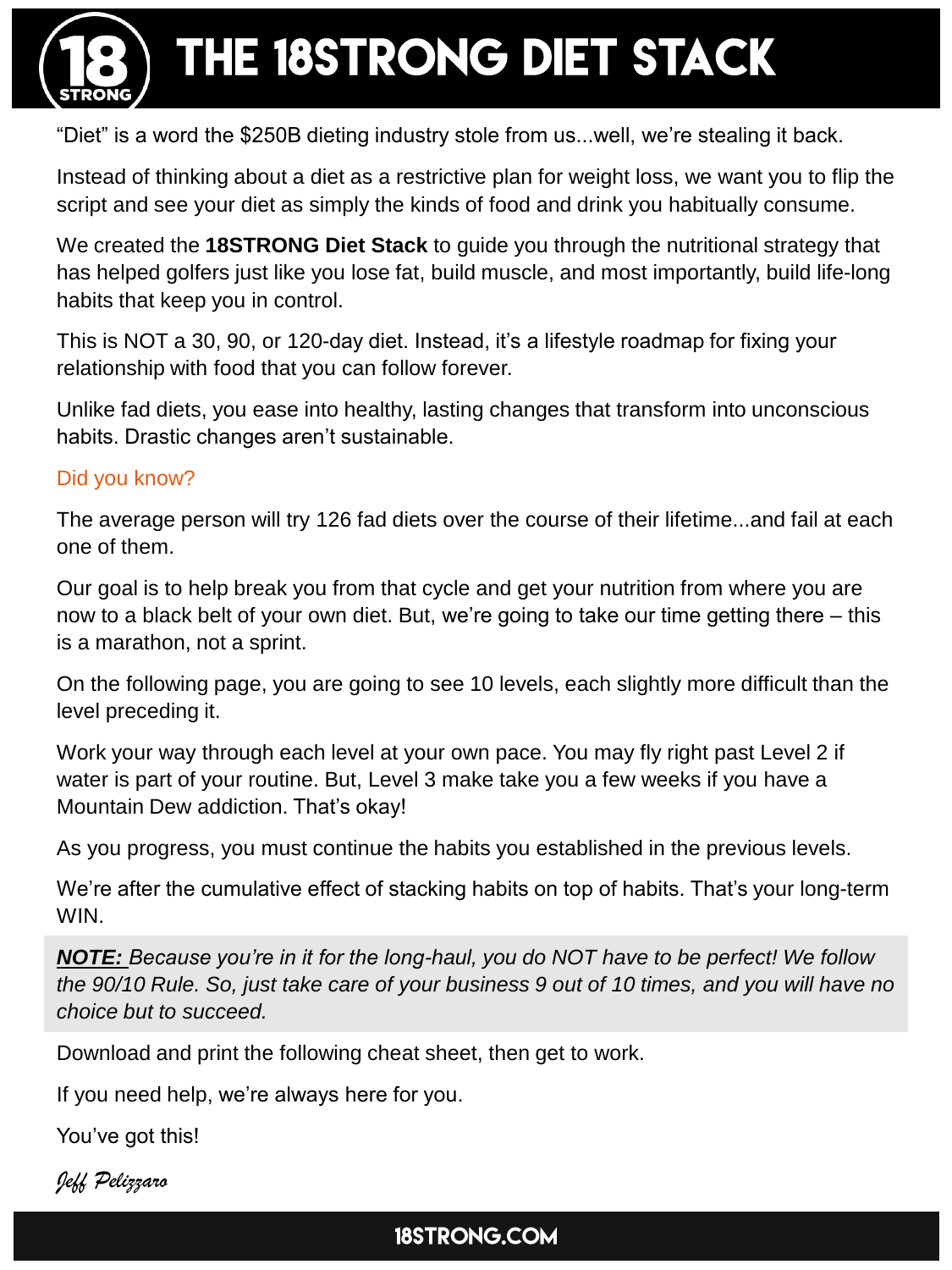# THE 18STRONG DIET STACK

"Diet" is a word the $250B dieting industry stole from us...well, we're stealing it back.

Instead of thinking about a diet as a restrictive plan for weight loss, we want you to flip the script and see your diet as simply the kinds of food and drink you habitually consume.

We created the **18STRONG Diet Stack** to guide you through the nutritional strategy that has helped golfers just like you lose fat, build muscle, and most importantly, build life-long habits that keep you in control.

This is NOT a 30, 90, or 120-day diet. Instead, it's a lifestyle roadmap for fixing your relationship with food that you can follow forever.

Unlike fad diets, you ease into healthy, lasting changes that transform into unconscious habits. Drastic changes aren't sustainable.

Did you know?

The average person will try 126 fad diets over the course of their lifetime...and fail at each one of them.

Our goal is to help break you from that cycle and get your nutrition from where you are now to a black belt of your own diet. But, we're going to take our time getting there – this is a marathon, not a sprint.

On the following page, you are going to see 10 levels, each slightly more difficult than the level preceding it.

Work your way through each level at your own pace. You may fly right past Level 2 if water is part of your routine. But, Level 3 make take you a few weeks if you have a Mountain Dew addiction. That's okay!

As you progress, you must continue the habits you established in the previous levels.

We're after the cumulative effect of stacking habits on top of habits. That's your long-term WIN.

> ***NOTE:*** *Because you're in it for the long-haul, you do NOT have to be perfect! We follow the 90/10 Rule. So, just take care of your business 9 out of 10 times, and you will have no choice but to succeed.*

Download and print the following cheat sheet, then get to work.

If you need help, we're always here for you.

You've got this!

*Jeff Pelizzaro*

18STRONG.COM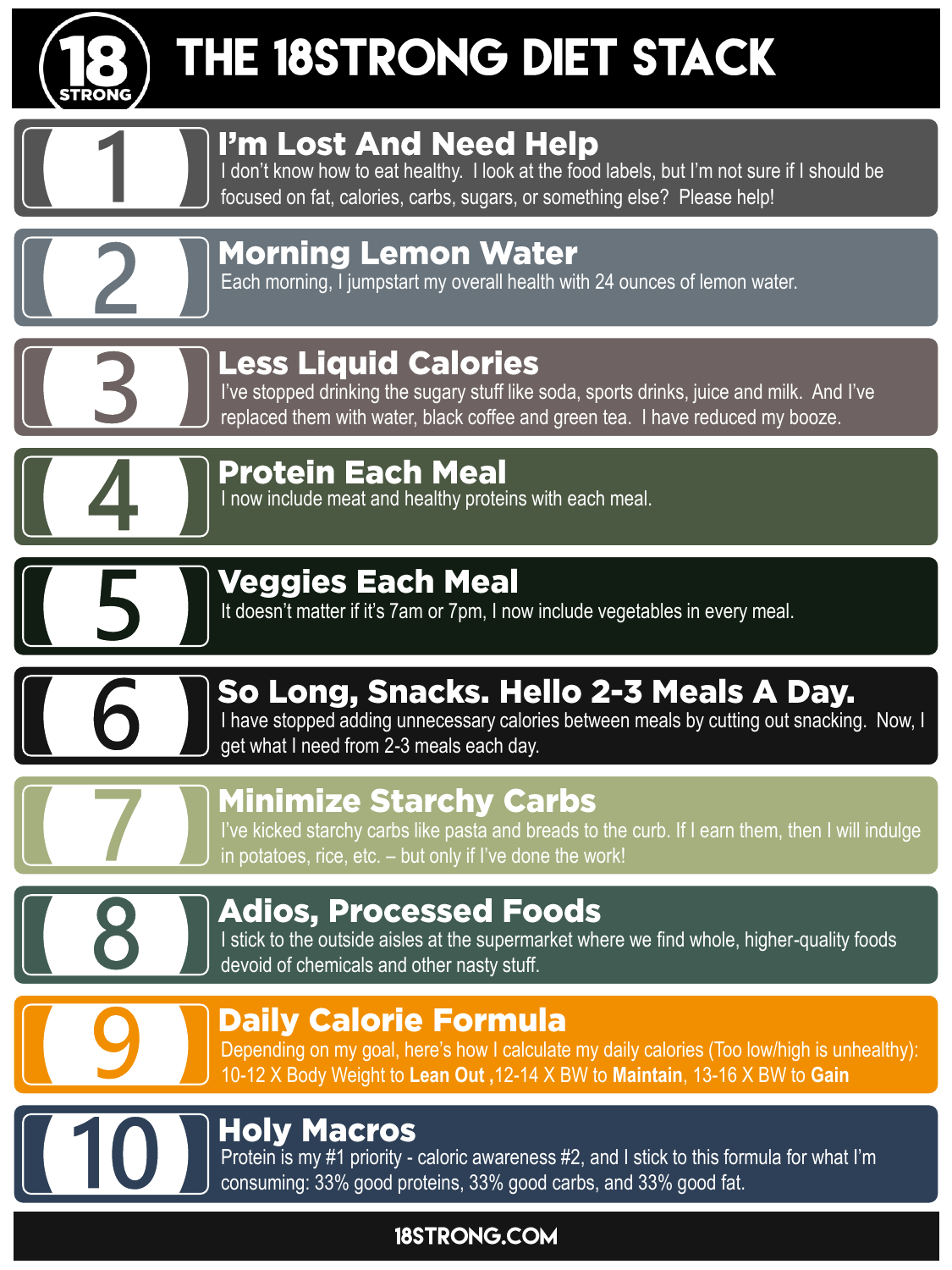# THE 18STRONG DIET STACK

## 1 I'm Lost And Need Help

I don't know how to eat healthy. I look at the food labels, but I'm not sure if I should be focused on fat, calories, carbs, sugars, or something else? Please help!

## 2 Morning Lemon Water

Each morning, I jumpstart my overall health with 24 ounces of lemon water.

## 3 Less Liquid Calories

I've stopped drinking the sugary stuff like soda, sports drinks, juice and milk. And I've replaced them with water, black coffee and green tea. I have reduced my booze.

## 4 Protein Each Meal

I now include meat and healthy proteins with each meal.

## 5 Veggies Each Meal

It doesn't matter if it's 7am or 7pm, I now include vegetables in every meal.

## 6 So Long, Snacks. Hello 2-3 Meals A Day.

I have stopped adding unnecessary calories between meals by cutting out snacking. Now, I get what I need from 2-3 meals each day.

## 7 Minimize Starchy Carbs

I've kicked starchy carbs like pasta and breads to the curb. If I earn them, then I will indulge in potatoes, rice, etc. – but only if I've done the work!

## 8 Adios, Processed Foods

I stick to the outside aisles at the supermarket where we find whole, higher-quality foods devoid of chemicals and other nasty stuff.

## 9 Daily Calorie Formula

Depending on my goal, here's how I calculate my daily calories (Too low/high is unhealthy): 10-12 X Body Weight to **Lean Out** ,12-14 X BW to **Maintain**, 13-16 X BW to **Gain**

## 10 Holy Macros

Protein is my #1 priority - caloric awareness #2, and I stick to this formula for what I'm consuming: 33% good proteins, 33% good carbs, and 33% good fat.

18STRONG.COM